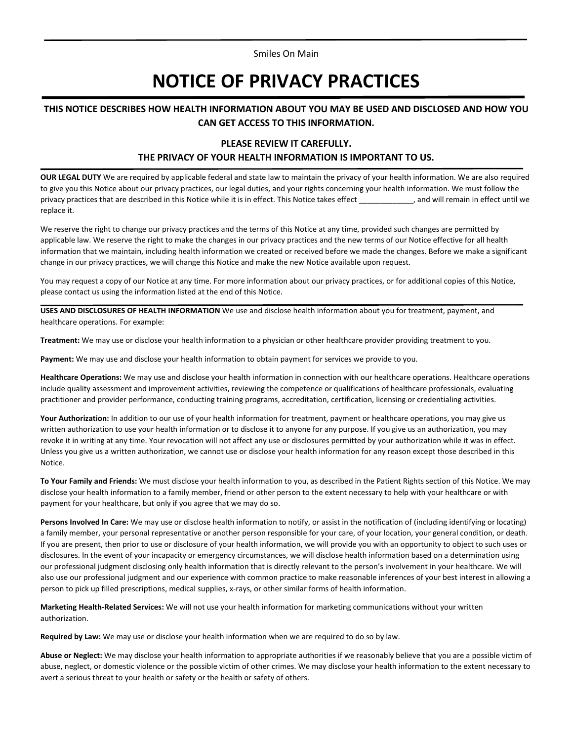Smiles On Main

# NOTICE OF PRIVACY PRACTICES

## THIS NOTICE DESCRIBES HOW HEALTH INFORMATION ABOUT YOU MAY BE USED AND DISCLOSED AND HOW YOU CAN GET ACCESS TO THIS INFORMATION.

### PLEASE REVIEW IT CAREFULLY.
### THE PRIVACY OF YOUR HEALTH INFORMATION IS IMPORTANT TO US.

**OUR LEGAL DUTY** We are required by applicable federal and state law to maintain the privacy of your health information. We are also required to give you this Notice about our privacy practices, our legal duties, and your rights concerning your health information. We must follow the privacy practices that are described in this Notice while it is in effect. This Notice takes effect _____________, and will remain in effect until we replace it.

We reserve the right to change our privacy practices and the terms of this Notice at any time, provided such changes are permitted by applicable law. We reserve the right to make the changes in our privacy practices and the new terms of our Notice effective for all health information that we maintain, including health information we created or received before we made the changes. Before we make a significant change in our privacy practices, we will change this Notice and make the new Notice available upon request.

You may request a copy of our Notice at any time. For more information about our privacy practices, or for additional copies of this Notice, please contact us using the information listed at the end of this Notice.

**USES AND DISCLOSURES OF HEALTH INFORMATION** We use and disclose health information about you for treatment, payment, and healthcare operations. For example:

**Treatment:** We may use or disclose your health information to a physician or other healthcare provider providing treatment to you.

**Payment:** We may use and disclose your health information to obtain payment for services we provide to you.

**Healthcare Operations:** We may use and disclose your health information in connection with our healthcare operations. Healthcare operations include quality assessment and improvement activities, reviewing the competence or qualifications of healthcare professionals, evaluating practitioner and provider performance, conducting training programs, accreditation, certification, licensing or credentialing activities.

**Your Authorization:** In addition to our use of your health information for treatment, payment or healthcare operations, you may give us written authorization to use your health information or to disclose it to anyone for any purpose. If you give us an authorization, you may revoke it in writing at any time. Your revocation will not affect any use or disclosures permitted by your authorization while it was in effect. Unless you give us a written authorization, we cannot use or disclose your health information for any reason except those described in this Notice.

**To Your Family and Friends:** We must disclose your health information to you, as described in the Patient Rights section of this Notice. We may disclose your health information to a family member, friend or other person to the extent necessary to help with your healthcare or with payment for your healthcare, but only if you agree that we may do so.

**Persons Involved In Care:** We may use or disclose health information to notify, or assist in the notification of (including identifying or locating) a family member, your personal representative or another person responsible for your care, of your location, your general condition, or death. If you are present, then prior to use or disclosure of your health information, we will provide you with an opportunity to object to such uses or disclosures. In the event of your incapacity or emergency circumstances, we will disclose health information based on a determination using our professional judgment disclosing only health information that is directly relevant to the person's involvement in your healthcare. We will also use our professional judgment and our experience with common practice to make reasonable inferences of your best interest in allowing a person to pick up filled prescriptions, medical supplies, x-rays, or other similar forms of health information.

**Marketing Health-Related Services:** We will not use your health information for marketing communications without your written authorization.

**Required by Law:** We may use or disclose your health information when we are required to do so by law.

**Abuse or Neglect:** We may disclose your health information to appropriate authorities if we reasonably believe that you are a possible victim of abuse, neglect, or domestic violence or the possible victim of other crimes. We may disclose your health information to the extent necessary to avert a serious threat to your health or safety or the health or safety of others.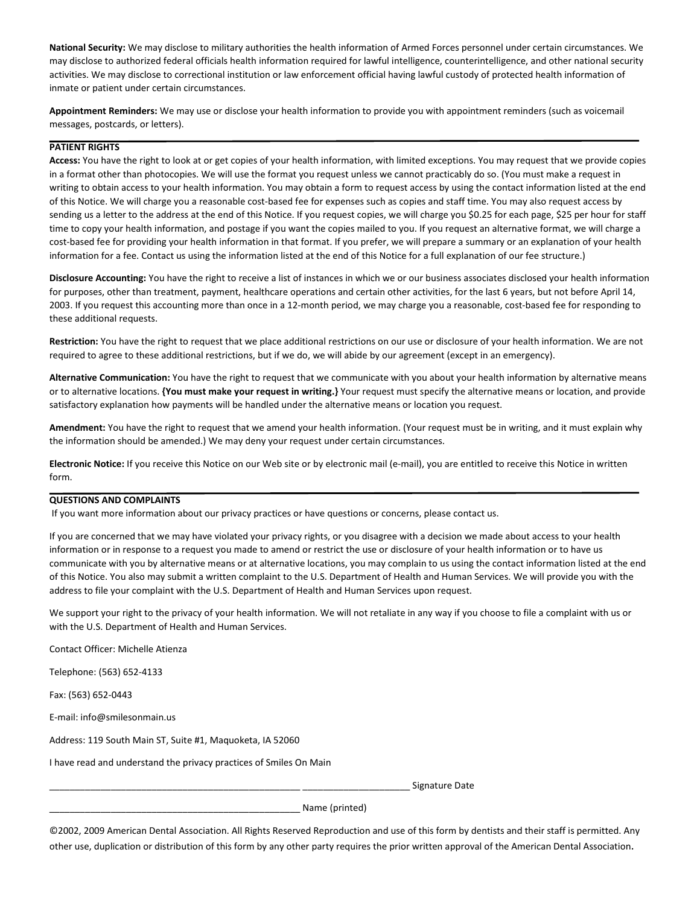**National Security:** We may disclose to military authorities the health information of Armed Forces personnel under certain circumstances. We may disclose to authorized federal officials health information required for lawful intelligence, counterintelligence, and other national security activities. We may disclose to correctional institution or law enforcement official having lawful custody of protected health information of inmate or patient under certain circumstances.

**Appointment Reminders:** We may use or disclose your health information to provide you with appointment reminders (such as voicemail messages, postcards, or letters).

**PATIENT RIGHTS**

**Access:** You have the right to look at or get copies of your health information, with limited exceptions. You may request that we provide copies in a format other than photocopies. We will use the format you request unless we cannot practicably do so. (You must make a request in writing to obtain access to your health information. You may obtain a form to request access by using the contact information listed at the end of this Notice. We will charge you a reasonable cost-based fee for expenses such as copies and staff time. You may also request access by sending us a letter to the address at the end of this Notice. If you request copies, we will charge you $0.25 for each page, $25 per hour for staff time to copy your health information, and postage if you want the copies mailed to you. If you request an alternative format, we will charge a cost-based fee for providing your health information in that format. If you prefer, we will prepare a summary or an explanation of your health information for a fee. Contact us using the information listed at the end of this Notice for a full explanation of our fee structure.)

**Disclosure Accounting:** You have the right to receive a list of instances in which we or our business associates disclosed your health information for purposes, other than treatment, payment, healthcare operations and certain other activities, for the last 6 years, but not before April 14, 2003. If you request this accounting more than once in a 12-month period, we may charge you a reasonable, cost-based fee for responding to these additional requests.

**Restriction:** You have the right to request that we place additional restrictions on our use or disclosure of your health information. We are not required to agree to these additional restrictions, but if we do, we will abide by our agreement (except in an emergency).

**Alternative Communication:** You have the right to request that we communicate with you about your health information by alternative means or to alternative locations. **{You must make your request in writing.}** Your request must specify the alternative means or location, and provide satisfactory explanation how payments will be handled under the alternative means or location you request.

**Amendment:** You have the right to request that we amend your health information. (Your request must be in writing, and it must explain why the information should be amended.) We may deny your request under certain circumstances.

**Electronic Notice:** If you receive this Notice on our Web site or by electronic mail (e-mail), you are entitled to receive this Notice in written form.

**QUESTIONS AND COMPLAINTS**

If you want more information about our privacy practices or have questions or concerns, please contact us.

If you are concerned that we may have violated your privacy rights, or you disagree with a decision we made about access to your health information or in response to a request you made to amend or restrict the use or disclosure of your health information or to have us communicate with you by alternative means or at alternative locations, you may complain to us using the contact information listed at the end of this Notice. You also may submit a written complaint to the U.S. Department of Health and Human Services. We will provide you with the address to file your complaint with the U.S. Department of Health and Human Services upon request.

We support your right to the privacy of your health information. We will not retaliate in any way if you choose to file a complaint with us or with the U.S. Department of Health and Human Services.

Contact Officer: Michelle Atienza

Telephone: (563) 652-4133

Fax: (563) 652-0443

E-mail: info@smilesonmain.us

Address: 119 South Main ST, Suite #1, Maquoketa, IA 52060

I have read and understand the privacy practices of Smiles On Main

___________________________________________________ ____________________ Signature Date

___________________________________________________ Name (printed)

©2002, 2009 American Dental Association. All Rights Reserved Reproduction and use of this form by dentists and their staff is permitted. Any other use, duplication or distribution of this form by any other party requires the prior written approval of the American Dental Association.